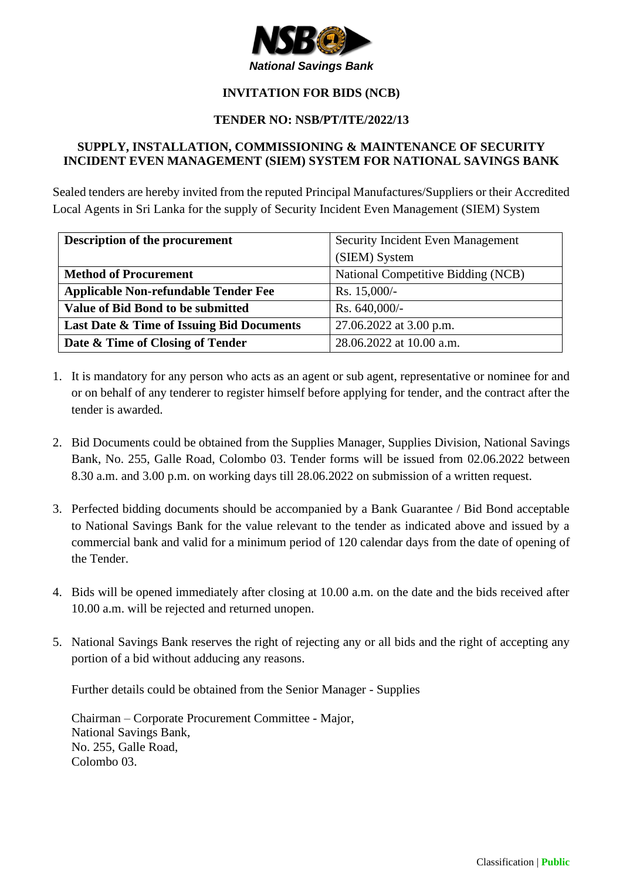**National Savings Bank**

## INVITATION FOR BIDS (NCB)

## TENDER NO: NSB/PT/ITE/2022/13

## SUPPLY, INSTALLATION, COMMISSIONING & MAINTENANCE OF SECURITY INCIDENT EVEN MANAGEMENT (SIEM) SYSTEM FOR NATIONAL SAVINGS BANK

Sealed tenders are hereby invited from the reputed Principal Manufactures/Suppliers or their Accredited Local Agents in Sri Lanka for the supply of Security Incident Even Management (SIEM) System

| **Description of the procurement** | Security Incident Even Management (SIEM) System |
|---|---|
| **Method of Procurement** | National Competitive Bidding (NCB) |
| **Applicable Non-refundable Tender Fee** | Rs. 15,000/- |
| **Value of Bid Bond to be submitted** | Rs. 640,000/- |
| **Last Date & Time of Issuing Bid Documents** | 27.06.2022 at 3.00 p.m. |
| **Date & Time of Closing of Tender** | 28.06.2022 at 10.00 a.m. |

1. It is mandatory for any person who acts as an agent or sub agent, representative or nominee for and or on behalf of any tenderer to register himself before applying for tender, and the contract after the tender is awarded.

2. Bid Documents could be obtained from the Supplies Manager, Supplies Division, National Savings Bank, No. 255, Galle Road, Colombo 03. Tender forms will be issued from 02.06.2022 between 8.30 a.m. and 3.00 p.m. on working days till 28.06.2022 on submission of a written request.

3. Perfected bidding documents should be accompanied by a Bank Guarantee / Bid Bond acceptable to National Savings Bank for the value relevant to the tender as indicated above and issued by a commercial bank and valid for a minimum period of 120 calendar days from the date of opening of the Tender.

4. Bids will be opened immediately after closing at 10.00 a.m. on the date and the bids received after 10.00 a.m. will be rejected and returned unopen.

5. National Savings Bank reserves the right of rejecting any or all bids and the right of accepting any portion of a bid without adducing any reasons.

   Further details could be obtained from the Senior Manager - Supplies

   Chairman – Corporate Procurement Committee - Major,
   National Savings Bank,
   No. 255, Galle Road,
   Colombo 03.

Classification | **Public**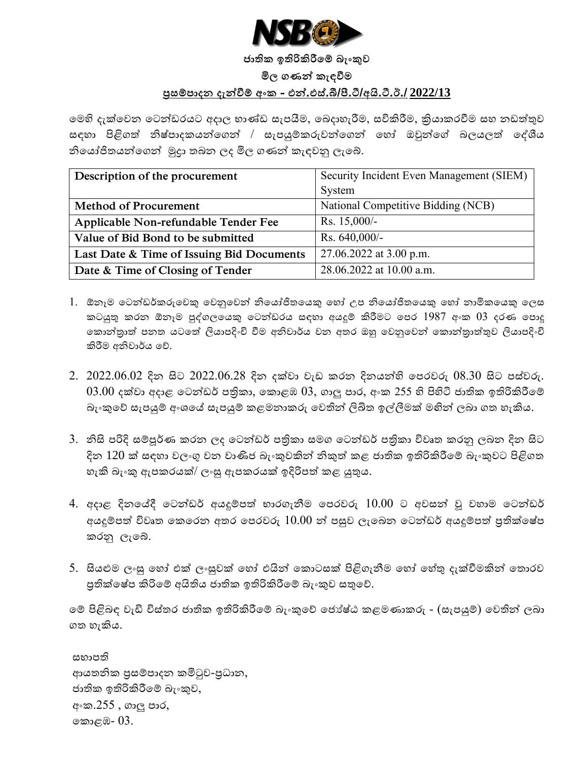# ජාතික ඉතිරිකිරීමේ බැංකුව

## මිල ගණන් කැඳවීම

**ප්‍රසම්පාදන දැන්වීම් අංක - එන්.එස්.බී/පී.ටී/අයි.ටී.ඊ./ 2022/13**

මෙහි දැක්වෙන ටෙන්ඩරයට අදාල භාණ්ඩ සැපයීම, බෙදාහැරීම, සවිකිරීම, ක්‍රියාකරවීම සහ නඩත්තුව සඳහා පිළිගත් නිෂ්පාදකයන්ගෙන් / සැපයුම්කරුවන්ගෙන් හෝ ඔවුන්ගේ බලයලත් දේශීය නියෝජිතයන්ගෙන් මුද්‍රා තබන ලද මිල ගණන් කැඳවනු ලැබේ.

| | |
|---|---|
| **Description of the procurement** | Security Incident Even Management (SIEM) System |
| **Method of Procurement** | National Competitive Bidding (NCB) |
| **Applicable Non-refundable Tender Fee** | Rs. 15,000/- |
| **Value of Bid Bond to be submitted** | Rs. 640,000/- |
| **Last Date & Time of Issuing Bid Documents** | 27.06.2022 at 3.00 p.m. |
| **Date & Time of Closing of Tender** | 28.06.2022 at 10.00 a.m. |

1. ඕනෑම ටෙන්ඩර්කරුවෙකු වෙනුවෙන් නියෝජිතයෙකු හෝ උප නියෝජිතයෙකු හෝ නාමිකයෙකු ලෙස කටයුතු කරන ඕනෑම පුද්ගලයෙකු ටෙන්ඩරය සඳහා අයදුම් කිරීමට පෙර 1987 අංක 03 දරණ පොදු කොන්ත්‍රාත් පනත යටතේ ලියාපදිංචි වීම අනිවාර්ය වන අතර ඔහු වෙනුවෙන් කොන්ත්‍රාත්තුව ලියාපදිංචි කිරීම අනිවාර්ය වේ.

2. 2022.06.02 දින සිට 2022.06.28 දින දක්වා වැඩ කරන දිනයන්හි පෙරවරු 08.30 සිට පස්වරු. 03.00 දක්වා අදාළ ටෙන්ඩර් පත්‍රිකා, කොළඹ 03, ගාලු පාර, අංක 255 හි පිහිටි ජාතික ඉතිරිකිරීමේ බැංකුවේ සැපයුම් අංශයේ සැපයුම් කළමනාකරු වෙතින් ලිඛිත ඉල්ලීමක් මඟින් ලබා ගත හැකිය.

3. නිසි පරිදි සම්පූර්ණ කරන ලද ටෙන්ඩර් පත්‍රිකා සමග ටෙන්ඩර් පත්‍රිකා විවෘත කරනු ලබන දින සිට දින 120 ක් සඳහා වලංගු වන වාණිජ බැංකුවකින් නිකුත් කළ ජාතික ඉතිරිකිරීමේ බැංකුවට පිළිගත හැකි බැංකු ඇපකරයක්/ ලංසු ඇපකරයක් ඉදිරිපත් කළ යුතුය.

4. අදාළ දිනයේදී ටෙන්ඩර් අයදුම්පත් භාරගැනීම පෙරවරු 10.00 ට අවසන් වූ වහාම ටෙන්ඩර් අයදුම්පත් විවෘත කෙරෙන අතර පෙරවරු 10.00 න් පසුව ලැබෙන ටෙන්ඩර් අයදුම්පත් ප්‍රතික්ෂේප කරනු ලැබේ.

5. සියළුම ලංසු හෝ එක් ලංසුවක් හෝ එයින් කොටසක් පිළිගැනීම හෝ හේතු දැක්වීමකින් තොරව ප්‍රතික්ෂේප කිරීමේ අයිතිය ජාතික ඉතිරිකිරීමේ බැංකුව සතුවේ.

මේ පිළිබඳ වැඩි විස්තර ජාතික ඉතිරිකිරීමේ බැංකුවේ ජ්‍යෝෂ්ඨ කළමණාකරු - (සැපයුම්) වෙතින් ලබා ගත හැකිය.

සභාපති
ආයතනික ප්‍රසම්පාදන කමිටුව-ප්‍රධාන,
ජාතික ඉතිරිකිරීමේ බැංකුව,
අංක.255 , ගාලු පාර,
කොළඹ- 03.